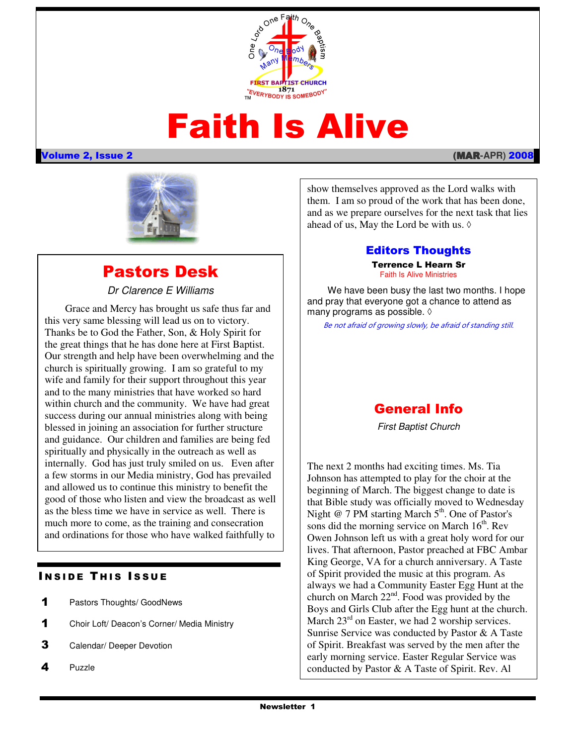One Lord One Faith One Baptism

One Body Many Members

FIRST BAPTIST CHURCH 1871

"EVERYBODY IS SOMEBODY" TM

# Faith Is Alive

**Volume 2, Issue 2** **(MAR-APR) 2008**

## Pastors Desk

*Dr Clarence E Williams*

Grace and Mercy has brought us safe thus far and this very same blessing will lead us on to victory. Thanks be to God the Father, Son, & Holy Spirit for the great things that he has done here at First Baptist. Our strength and help have been overwhelming and the church is spiritually growing. I am so grateful to my wife and family for their support throughout this year and to the many ministries that have worked so hard within church and the community. We have had great success during our annual ministries along with being blessed in joining an association for further structure and guidance. Our children and families are being fed spiritually and physically in the outreach as well as internally. God has just truly smiled on us. Even after a few storms in our Media ministry, God has prevailed and allowed us to continue this ministry to benefit the good of those who listen and view the broadcast as well as the bless time we have in service as well. There is much more to come, as the training and consecration and ordinations for those who have walked faithfully to show themselves approved as the Lord walks with them. I am so proud of the work that has been done, and as we prepare ourselves for the next task that lies ahead of us, May the Lord be with us. ◊

### Inside This Issue

- **1** Pastors Thoughts/ GoodNews
- **1** Choir Loft/ Deacon's Corner/ Media Ministry
- **3** Calendar/ Deeper Devotion
- **4** Puzzle

## Editors Thoughts

**Terrence L Hearn Sr**

Faith Is Alive Ministries

We have been busy the last two months. I hope and pray that everyone got a chance to attend as many programs as possible. ◊

*Be not afraid of growing slowly, be afraid of standing still.*

## General Info

*First Baptist Church*

The next 2 months had exciting times. Ms. Tia Johnson has attempted to play for the choir at the beginning of March. The biggest change to date is that Bible study was officially moved to Wednesday Night @ 7 PM starting March 5th. One of Pastor's sons did the morning service on March 16th. Rev Owen Johnson left us with a great holy word for our lives. That afternoon, Pastor preached at FBC Ambar King George, VA for a church anniversary. A Taste of Spirit provided the music at this program. As always we had a Community Easter Egg Hunt at the church on March 22nd. Food was provided by the Boys and Girls Club after the Egg hunt at the church. March 23rd on Easter, we had 2 worship services. Sunrise Service was conducted by Pastor & A Taste of Spirit. Breakfast was served by the men after the early morning service. Easter Regular Service was conducted by Pastor & A Taste of Spirit. Rev. Al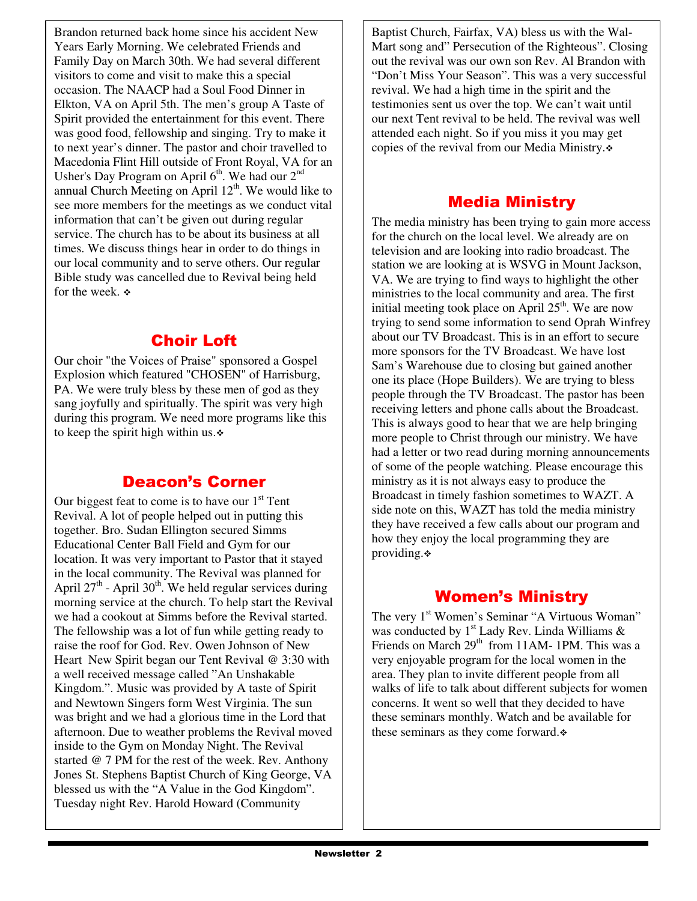Brandon returned back home since his accident New Years Early Morning. We celebrated Friends and Family Day on March 30th. We had several different visitors to come and visit to make this a special occasion. The NAACP had a Soul Food Dinner in Elkton, VA on April 5th. The men's group A Taste of Spirit provided the entertainment for this event. There was good food, fellowship and singing. Try to make it to next year's dinner. The pastor and choir travelled to Macedonia Flint Hill outside of Front Royal, VA for an Usher's Day Program on April 6th. We had our 2nd annual Church Meeting on April 12th. We would like to see more members for the meetings as we conduct vital information that can't be given out during regular service. The church has to be about its business at all times. We discuss things hear in order to do things in our local community and to serve others. Our regular Bible study was cancelled due to Revival being held for the week. ❖

## Choir Loft

Our choir "the Voices of Praise" sponsored a Gospel Explosion which featured "CHOSEN" of Harrisburg, PA. We were truly bless by these men of god as they sang joyfully and spiritually. The spirit was very high during this program. We need more programs like this to keep the spirit high within us.❖

## Deacon's Corner

Our biggest feat to come is to have our 1st Tent Revival. A lot of people helped out in putting this together. Bro. Sudan Ellington secured Simms Educational Center Ball Field and Gym for our location. It was very important to Pastor that it stayed in the local community. The Revival was planned for April 27th - April 30th. We held regular services during morning service at the church. To help start the Revival we had a cookout at Simms before the Revival started. The fellowship was a lot of fun while getting ready to raise the roof for God. Rev. Owen Johnson of New Heart New Spirit began our Tent Revival @ 3:30 with a well received message called "An Unshakable Kingdom.". Music was provided by A taste of Spirit and Newtown Singers form West Virginia. The sun was bright and we had a glorious time in the Lord that afternoon. Due to weather problems the Revival moved inside to the Gym on Monday Night. The Revival started @ 7 PM for the rest of the week. Rev. Anthony Jones St. Stephens Baptist Church of King George, VA blessed us with the "A Value in the God Kingdom". Tuesday night Rev. Harold Howard (Community Baptist Church, Fairfax, VA) bless us with the Wal-Mart song and" Persecution of the Righteous". Closing out the revival was our own son Rev. Al Brandon with "Don't Miss Your Season". This was a very successful revival. We had a high time in the spirit and the testimonies sent us over the top. We can't wait until our next Tent revival to be held. The revival was well attended each night. So if you miss it you may get copies of the revival from our Media Ministry.❖

## Media Ministry

The media ministry has been trying to gain more access for the church on the local level. We already are on television and are looking into radio broadcast. The station we are looking at is WSVG in Mount Jackson, VA. We are trying to find ways to highlight the other ministries to the local community and area. The first initial meeting took place on April 25th. We are now trying to send some information to send Oprah Winfrey about our TV Broadcast. This is in an effort to secure more sponsors for the TV Broadcast. We have lost Sam's Warehouse due to closing but gained another one its place (Hope Builders). We are trying to bless people through the TV Broadcast. The pastor has been receiving letters and phone calls about the Broadcast. This is always good to hear that we are help bringing more people to Christ through our ministry. We have had a letter or two read during morning announcements of some of the people watching. Please encourage this ministry as it is not always easy to produce the Broadcast in timely fashion sometimes to WAZT. A side note on this, WAZT has told the media ministry they have received a few calls about our program and how they enjoy the local programming they are providing.❖

## Women's Ministry

The very 1st Women's Seminar "A Virtuous Woman" was conducted by 1st Lady Rev. Linda Williams & Friends on March 29th from 11AM- 1PM. This was a very enjoyable program for the local women in the area. They plan to invite different people from all walks of life to talk about different subjects for women concerns. It went so well that they decided to have these seminars monthly. Watch and be available for these seminars as they come forward.❖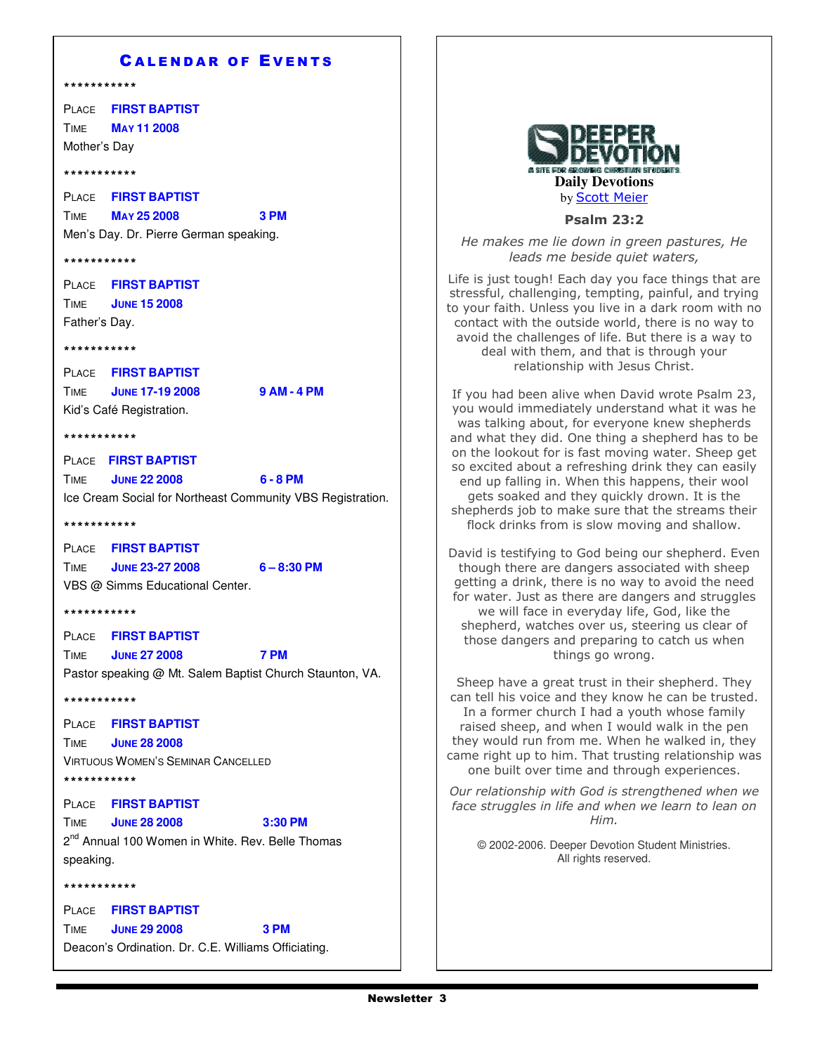## Calendar of Events

***********

Place **FIRST BAPTIST**
Time **May 11 2008**
Mother's Day

***********

Place **FIRST BAPTIST**
Time **May 25 2008** **3 PM**
Men's Day. Dr. Pierre German speaking.

***********

Place **FIRST BAPTIST**
Time **June 15 2008**
Father's Day.

***********

Place **FIRST BAPTIST**
Time **June 17-19 2008** **9 AM - 4 PM**
Kid's Café Registration.

***********

Place **FIRST BAPTIST**
Time **June 22 2008** **6 - 8 PM**
Ice Cream Social for Northeast Community VBS Registration.

***********

Place **FIRST BAPTIST**
Time **June 23-27 2008** **6 – 8:30 PM**
VBS @ Simms Educational Center.

***********

Place **FIRST BAPTIST**
Time **June 27 2008** **7 PM**
Pastor speaking @ Mt. Salem Baptist Church Staunton, VA.

***********

Place **FIRST BAPTIST**
Time **June 28 2008**
Virtuous Women's Seminar Cancelled

***********

Place **FIRST BAPTIST**
Time **June 28 2008** **3:30 PM**
2nd Annual 100 Women in White. Rev. Belle Thomas speaking.

***********

Place **FIRST BAPTIST**
Time **June 29 2008** **3 PM**
Deacon's Ordination. Dr. C.E. Williams Officiating.

DEEPER DEVOTION
A SITE FOR GROWING CHRISTIAN STUDENTS

**Daily Devotions**
by Scott Meier

**Psalm 23:2**

*He makes me lie down in green pastures, He leads me beside quiet waters,*

Life is just tough! Each day you face things that are stressful, challenging, tempting, painful, and trying to your faith. Unless you live in a dark room with no contact with the outside world, there is no way to avoid the challenges of life. But there is a way to deal with them, and that is through your relationship with Jesus Christ.

If you had been alive when David wrote Psalm 23, you would immediately understand what it was he was talking about, for everyone knew shepherds and what they did. One thing a shepherd has to be on the lookout for is fast moving water. Sheep get so excited about a refreshing drink they can easily end up falling in. When this happens, their wool gets soaked and they quickly drown. It is the shepherds job to make sure that the streams their flock drinks from is slow moving and shallow.

David is testifying to God being our shepherd. Even though there are dangers associated with sheep getting a drink, there is no way to avoid the need for water. Just as there are dangers and struggles we will face in everyday life, God, like the shepherd, watches over us, steering us clear of those dangers and preparing to catch us when things go wrong.

Sheep have a great trust in their shepherd. They can tell his voice and they know he can be trusted. In a former church I had a youth whose family raised sheep, and when I would walk in the pen they would run from me. When he walked in, they came right up to him. That trusting relationship was one built over time and through experiences.

*Our relationship with God is strengthened when we face struggles in life and when we learn to lean on Him.*

© 2002-2006. Deeper Devotion Student Ministries. All rights reserved.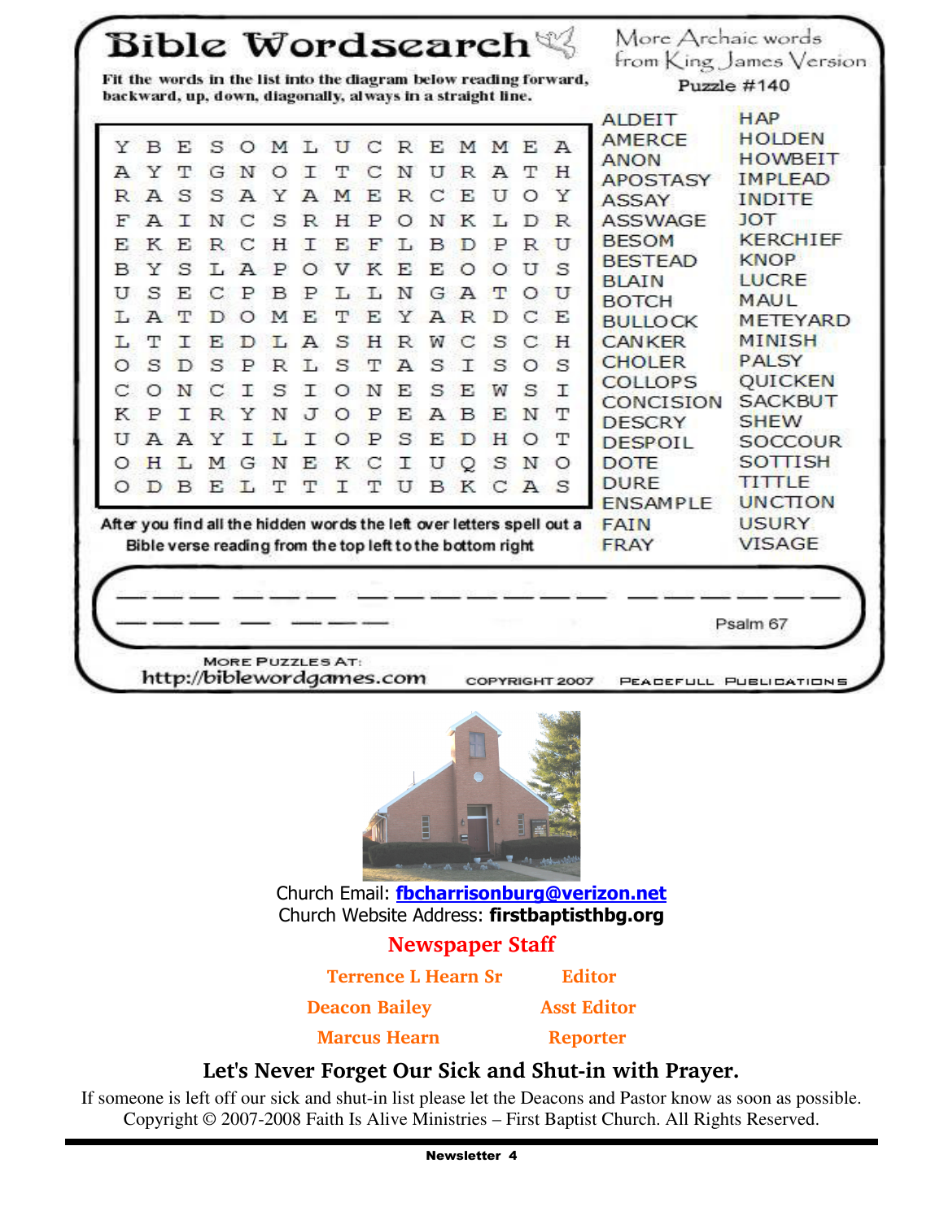# Bible Wordsearch

More Archaic words from King James Version

Puzzle #140

Fit the words in the list into the diagram below reading forward, backward, up, down, diagonally, always in a straight line.

```
Y B E S O M L U C R E M M E A
A Y T G N O I T C N U R A T H
R A S S A Y A M E R C E U O Y
F A I N C S R H P O N K L D R
E K E R C H I E F L B D P R U
B Y S L A P O V K E E O O U S
U S E C P B P L L N G A T O U
L A T D O M E T E Y A R D C E
L T I E D L A S H R W C S C H
O S D S P R L S T A S I S O S
C O N C I S I O N E S E W S I
K P I R Y N J O P E A B E N T
U A A Y I L I O P S E D H O T
O H L M G N E K C I U Q S N O
O D B E L T T I T U B K C A S
```

| | |
|---|---|
| ALDEIT | HAP |
| AMERCE | HOLDEN |
| ANON | HOWBEIT |
| APOSTASY | IMPLEAD |
| ASSAY | INDITE |
| ASSWAGE | JOT |
| BESOM | KERCHIEF |
| BESTEAD | KNOP |
| BLAIN | LUCRE |
| BOTCH | MAUL |
| BULLOCK | METEYARD |
| CANKER | MINISH |
| CHOLER | PALSY |
| COLLOPS | QUICKEN |
| CONCISION | SACKBUT |
| DESCRY | SHEW |
| DESPOIL | SOCCOUR |
| DOTE | SOTTISH |
| DURE | TITTLE |
| ENSAMPLE | UNCTION |
| FAIN | USURY |
| FRAY | VISAGE |

After you find all the hidden words the left over letters spell out a Bible verse reading from the top left to the bottom right

\_ \_ \_ \_ \_ \_ \_ \_ \_ \_ \_ \_ \_ \_ \_ \_ \_ \_ \_ \_ \_ \_ \_ \_ \_ \_ \_ \_ \_ \_ \_ \_ \_ \_ \_ \_ \_ \_ \_ \_ \_

Psalm 67

MORE PUZZLES AT: http://biblewordgames.com

COPYRIGHT 2007 PEACEFULL PUBLICATIONS

Church Email: **fbcharrisonburg@verizon.net**
Church Website Address: **firstbaptisthbg.org**

## Newspaper Staff

| | |
|---|---|
| Terrence L Hearn Sr | Editor |
| Deacon Bailey | Asst Editor |
| Marcus Hearn | Reporter |

## Let's Never Forget Our Sick and Shut-in with Prayer.

If someone is left off our sick and shut-in list please let the Deacons and Pastor know as soon as possible.
Copyright © 2007-2008 Faith Is Alive Ministries – First Baptist Church. All Rights Reserved.